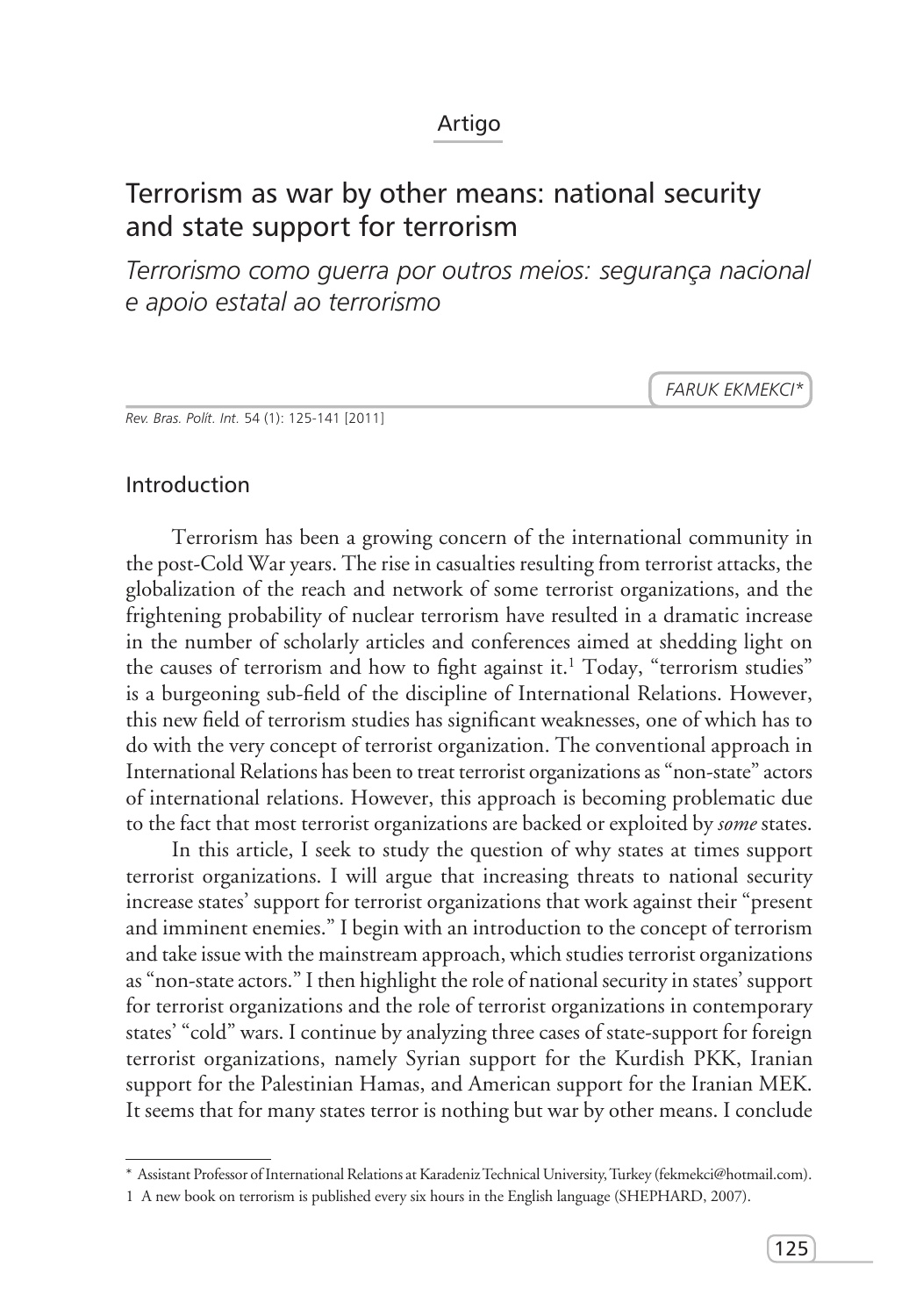Artigo

# Terrorism as war by other means: national security and state support for terrorism

*Terrorismo como guerra por outros meios: segurança nacional e apoio estatal ao terrorismo*

FARUK EKMEKCI*

## Introduction

Terrorism has been a growing concern of the international community in the post-Cold War years. The rise in casualties resulting from terrorist attacks, the globalization of the reach and network of some terrorist organizations, and the frightening probability of nuclear terrorism have resulted in a dramatic increase in the number of scholarly articles and conferences aimed at shedding light on the causes of terrorism and how to fight against it.[1] Today, "terrorism studies" is a burgeoning sub-field of the discipline of International Relations. However, this new field of terrorism studies has significant weaknesses, one of which has to do with the very concept of terrorist organization. The conventional approach in International Relations has been to treat terrorist organizations as "non-state" actors of international relations. However, this approach is becoming problematic due to the fact that most terrorist organizations are backed or exploited by *some* states.

In this article, I seek to study the question of why states at times support terrorist organizations. I will argue that increasing threats to national security increase states' support for terrorist organizations that work against their "present and imminent enemies." I begin with an introduction to the concept of terrorism and take issue with the mainstream approach, which studies terrorist organizations as "non-state actors." I then highlight the role of national security in states' support for terrorist organizations and the role of terrorist organizations in contemporary states' "cold" wars. I continue by analyzing three cases of state-support for foreign terrorist organizations, namely Syrian support for the Kurdish PKK, Iranian support for the Palestinian Hamas, and American support for the Iranian MEK. It seems that for many states terror is nothing but war by other means. I conclude

---

\* Assistant Professor of International Relations at Karadeniz Technical University, Turkey (fekmekci@hotmail.com).

1 A new book on terrorism is published every six hours in the English language (SHEPHARD, 2007).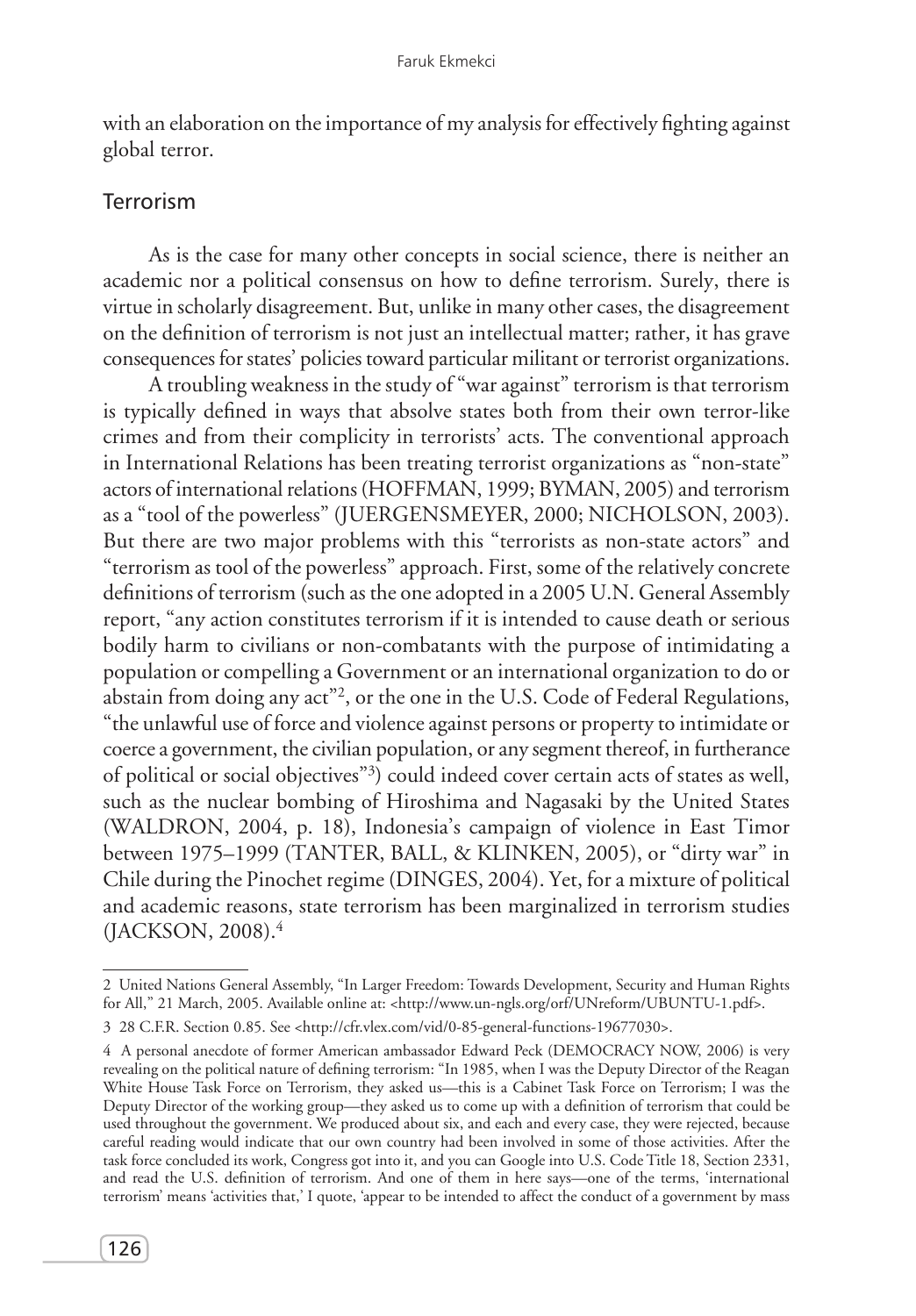with an elaboration on the importance of my analysis for effectively fighting against global terror.

## Terrorism

As is the case for many other concepts in social science, there is neither an academic nor a political consensus on how to define terrorism. Surely, there is virtue in scholarly disagreement. But, unlike in many other cases, the disagreement on the definition of terrorism is not just an intellectual matter; rather, it has grave consequences for states' policies toward particular militant or terrorist organizations.

A troubling weakness in the study of "war against" terrorism is that terrorism is typically defined in ways that absolve states both from their own terror-like crimes and from their complicity in terrorists' acts. The conventional approach in International Relations has been treating terrorist organizations as "non-state" actors of international relations (HOFFMAN, 1999; BYMAN, 2005) and terrorism as a "tool of the powerless" (JUERGENSMEYER, 2000; NICHOLSON, 2003). But there are two major problems with this "terrorists as non-state actors" and "terrorism as tool of the powerless" approach. First, some of the relatively concrete definitions of terrorism (such as the one adopted in a 2005 U.N. General Assembly report, "any action constitutes terrorism if it is intended to cause death or serious bodily harm to civilians or non-combatants with the purpose of intimidating a population or compelling a Government or an international organization to do or abstain from doing any act"[2], or the one in the U.S. Code of Federal Regulations, "the unlawful use of force and violence against persons or property to intimidate or coerce a government, the civilian population, or any segment thereof, in furtherance of political or social objectives"[3]) could indeed cover certain acts of states as well, such as the nuclear bombing of Hiroshima and Nagasaki by the United States (WALDRON, 2004, p. 18), Indonesia's campaign of violence in East Timor between 1975–1999 (TANTER, BALL, & KLINKEN, 2005), or "dirty war" in Chile during the Pinochet regime (DINGES, 2004). Yet, for a mixture of political and academic reasons, state terrorism has been marginalized in terrorism studies (JACKSON, 2008).[4]

---

2 United Nations General Assembly, "In Larger Freedom: Towards Development, Security and Human Rights for All," 21 March, 2005. Available online at: <http://www.un-ngls.org/orf/UNreform/UBUNTU-1.pdf>.

3 28 C.F.R. Section 0.85. See <http://cfr.vlex.com/vid/0-85-general-functions-19677030>.

4 A personal anecdote of former American ambassador Edward Peck (DEMOCRACY NOW, 2006) is very revealing on the political nature of defining terrorism: "In 1985, when I was the Deputy Director of the Reagan White House Task Force on Terrorism, they asked us—this is a Cabinet Task Force on Terrorism; I was the Deputy Director of the working group—they asked us to come up with a definition of terrorism that could be used throughout the government. We produced about six, and each and every case, they were rejected, because careful reading would indicate that our own country had been involved in some of those activities. After the task force concluded its work, Congress got into it, and you can Google into U.S. Code Title 18, Section 2331, and read the U.S. definition of terrorism. And one of them in here says—one of the terms, 'international terrorism' means 'activities that,' I quote, 'appear to be intended to affect the conduct of a government by mass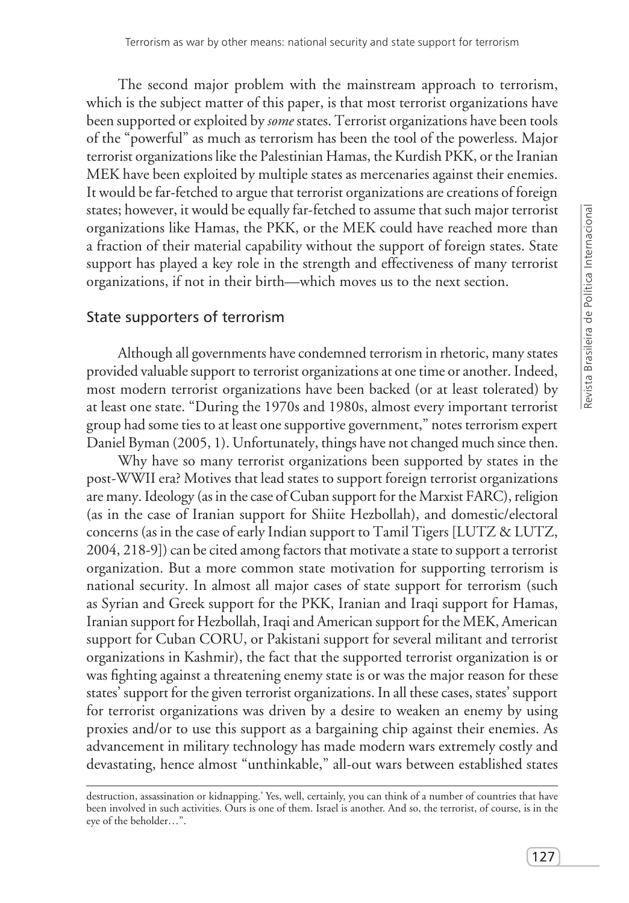The second major problem with the mainstream approach to terrorism, which is the subject matter of this paper, is that most terrorist organizations have been supported or exploited by *some* states. Terrorist organizations have been tools of the "powerful" as much as terrorism has been the tool of the powerless. Major terrorist organizations like the Palestinian Hamas, the Kurdish PKK, or the Iranian MEK have been exploited by multiple states as mercenaries against their enemies. It would be far-fetched to argue that terrorist organizations are creations of foreign states; however, it would be equally far-fetched to assume that such major terrorist organizations like Hamas, the PKK, or the MEK could have reached more than a fraction of their material capability without the support of foreign states. State support has played a key role in the strength and effectiveness of many terrorist organizations, if not in their birth—which moves us to the next section.

## State supporters of terrorism

Although all governments have condemned terrorism in rhetoric, many states provided valuable support to terrorist organizations at one time or another. Indeed, most modern terrorist organizations have been backed (or at least tolerated) by at least one state. "During the 1970s and 1980s, almost every important terrorist group had some ties to at least one supportive government," notes terrorism expert Daniel Byman (2005, 1). Unfortunately, things have not changed much since then.

Why have so many terrorist organizations been supported by states in the post-WWII era? Motives that lead states to support foreign terrorist organizations are many. Ideology (as in the case of Cuban support for the Marxist FARC), religion (as in the case of Iranian support for Shiite Hezbollah), and domestic/electoral concerns (as in the case of early Indian support to Tamil Tigers [LUTZ & LUTZ, 2004, 218-9]) can be cited among factors that motivate a state to support a terrorist organization. But a more common state motivation for supporting terrorism is national security. In almost all major cases of state support for terrorism (such as Syrian and Greek support for the PKK, Iranian and Iraqi support for Hamas, Iranian support for Hezbollah, Iraqi and American support for the MEK, American support for Cuban CORU, or Pakistani support for several militant and terrorist organizations in Kashmir), the fact that the supported terrorist organization is or was fighting against a threatening enemy state is or was the major reason for these states' support for the given terrorist organizations. In all these cases, states' support for terrorist organizations was driven by a desire to weaken an enemy by using proxies and/or to use this support as a bargaining chip against their enemies. As advancement in military technology has made modern wars extremely costly and devastating, hence almost "unthinkable," all-out wars between established states

destruction, assassination or kidnapping.' Yes, well, certainly, you can think of a number of countries that have been involved in such activities. Ours is one of them. Israel is another. And so, the terrorist, of course, is in the eye of the beholder…".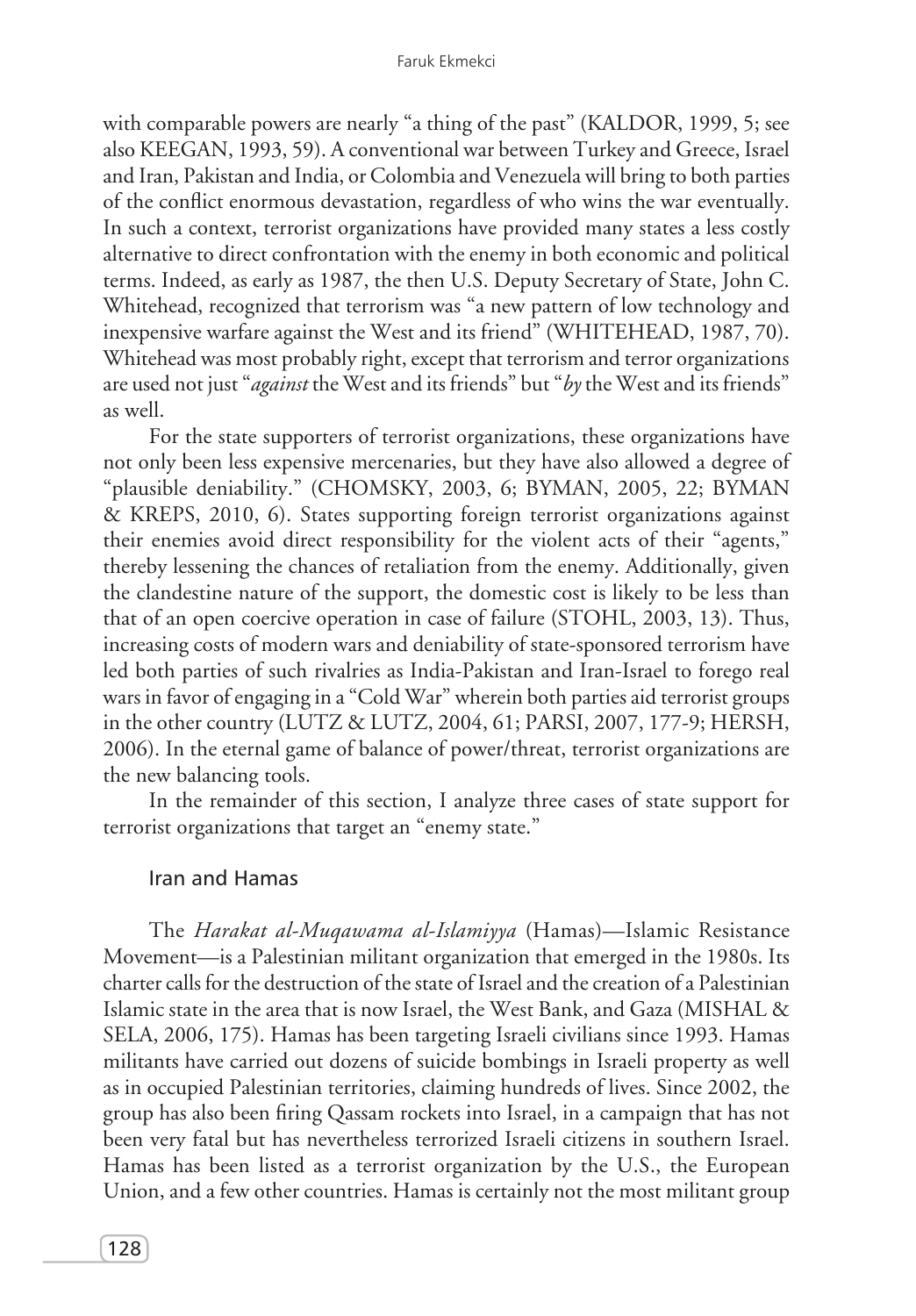with comparable powers are nearly "a thing of the past" (KALDOR, 1999, 5; see also KEEGAN, 1993, 59). A conventional war between Turkey and Greece, Israel and Iran, Pakistan and India, or Colombia and Venezuela will bring to both parties of the conflict enormous devastation, regardless of who wins the war eventually. In such a context, terrorist organizations have provided many states a less costly alternative to direct confrontation with the enemy in both economic and political terms. Indeed, as early as 1987, the then U.S. Deputy Secretary of State, John C. Whitehead, recognized that terrorism was "a new pattern of low technology and inexpensive warfare against the West and its friend" (WHITEHEAD, 1987, 70). Whitehead was most probably right, except that terrorism and terror organizations are used not just "*against* the West and its friends" but "*by* the West and its friends" as well.

For the state supporters of terrorist organizations, these organizations have not only been less expensive mercenaries, but they have also allowed a degree of "plausible deniability." (CHOMSKY, 2003, 6; BYMAN, 2005, 22; BYMAN & KREPS, 2010, 6). States supporting foreign terrorist organizations against their enemies avoid direct responsibility for the violent acts of their "agents," thereby lessening the chances of retaliation from the enemy. Additionally, given the clandestine nature of the support, the domestic cost is likely to be less than that of an open coercive operation in case of failure (STOHL, 2003, 13). Thus, increasing costs of modern wars and deniability of state-sponsored terrorism have led both parties of such rivalries as India-Pakistan and Iran-Israel to forego real wars in favor of engaging in a "Cold War" wherein both parties aid terrorist groups in the other country (LUTZ & LUTZ, 2004, 61; PARSI, 2007, 177-9; HERSH, 2006). In the eternal game of balance of power/threat, terrorist organizations are the new balancing tools.

In the remainder of this section, I analyze three cases of state support for terrorist organizations that target an "enemy state."

### Iran and Hamas

The *Harakat al-Muqawama al-Islamiyya* (Hamas)—Islamic Resistance Movement—is a Palestinian militant organization that emerged in the 1980s. Its charter calls for the destruction of the state of Israel and the creation of a Palestinian Islamic state in the area that is now Israel, the West Bank, and Gaza (MISHAL & SELA, 2006, 175). Hamas has been targeting Israeli civilians since 1993. Hamas militants have carried out dozens of suicide bombings in Israeli property as well as in occupied Palestinian territories, claiming hundreds of lives. Since 2002, the group has also been firing Qassam rockets into Israel, in a campaign that has not been very fatal but has nevertheless terrorized Israeli citizens in southern Israel. Hamas has been listed as a terrorist organization by the U.S., the European Union, and a few other countries. Hamas is certainly not the most militant group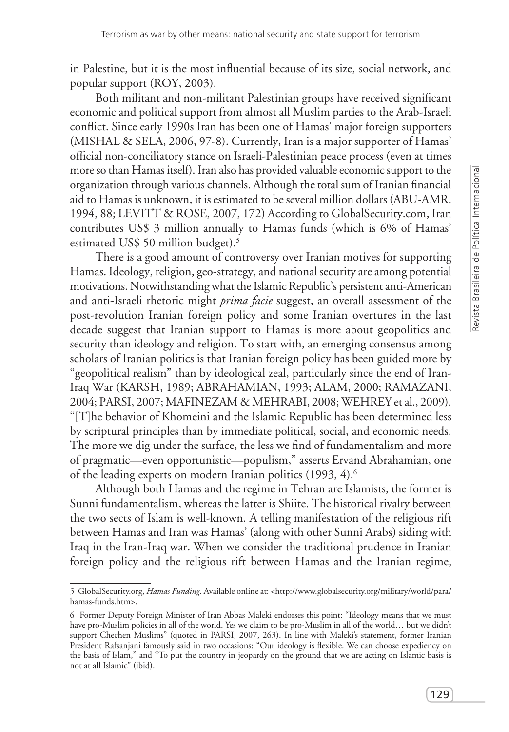in Palestine, but it is the most influential because of its size, social network, and popular support (ROY, 2003).

Both militant and non-militant Palestinian groups have received significant economic and political support from almost all Muslim parties to the Arab-Israeli conflict. Since early 1990s Iran has been one of Hamas' major foreign supporters (MISHAL & SELA, 2006, 97-8). Currently, Iran is a major supporter of Hamas' official non-conciliatory stance on Israeli-Palestinian peace process (even at times more so than Hamas itself). Iran also has provided valuable economic support to the organization through various channels. Although the total sum of Iranian financial aid to Hamas is unknown, it is estimated to be several million dollars (ABU-AMR, 1994, 88; LEVITT & ROSE, 2007, 172) According to GlobalSecurity.com, Iran contributes US$ 3 million annually to Hamas funds (which is 6% of Hamas' estimated US$ 50 million budget).[5]

There is a good amount of controversy over Iranian motives for supporting Hamas. Ideology, religion, geo-strategy, and national security are among potential motivations. Notwithstanding what the Islamic Republic's persistent anti-American and anti-Israeli rhetoric might *prima facie* suggest, an overall assessment of the post-revolution Iranian foreign policy and some Iranian overtures in the last decade suggest that Iranian support to Hamas is more about geopolitics and security than ideology and religion. To start with, an emerging consensus among scholars of Iranian politics is that Iranian foreign policy has been guided more by "geopolitical realism" than by ideological zeal, particularly since the end of Iran-Iraq War (KARSH, 1989; ABRAHAMIAN, 1993; ALAM, 2000; RAMAZANI, 2004; PARSI, 2007; MAFINEZAM & MEHRABI, 2008; WEHREY et al., 2009). "[T]he behavior of Khomeini and the Islamic Republic has been determined less by scriptural principles than by immediate political, social, and economic needs. The more we dig under the surface, the less we find of fundamentalism and more of pragmatic—even opportunistic—populism," asserts Ervand Abrahamian, one of the leading experts on modern Iranian politics (1993, 4).[6]

Although both Hamas and the regime in Tehran are Islamists, the former is Sunni fundamentalism, whereas the latter is Shiite. The historical rivalry between the two sects of Islam is well-known. A telling manifestation of the religious rift between Hamas and Iran was Hamas' (along with other Sunni Arabs) siding with Iraq in the Iran-Iraq war. When we consider the traditional prudence in Iranian foreign policy and the religious rift between Hamas and the Iranian regime,

---

5 GlobalSecurity.org, *Hamas Funding*. Available online at: <http://www.globalsecurity.org/military/world/para/hamas-funds.htm>.

6 Former Deputy Foreign Minister of Iran Abbas Maleki endorses this point: "Ideology means that we must have pro-Muslim policies in all of the world. Yes we claim to be pro-Muslim in all of the world… but we didn't support Chechen Muslims" (quoted in PARSI, 2007, 263). In line with Maleki's statement, former Iranian President Rafsanjani famously said in two occasions: "Our ideology is flexible. We can choose expediency on the basis of Islam," and "To put the country in jeopardy on the ground that we are acting on Islamic basis is not at all Islamic" (ibid).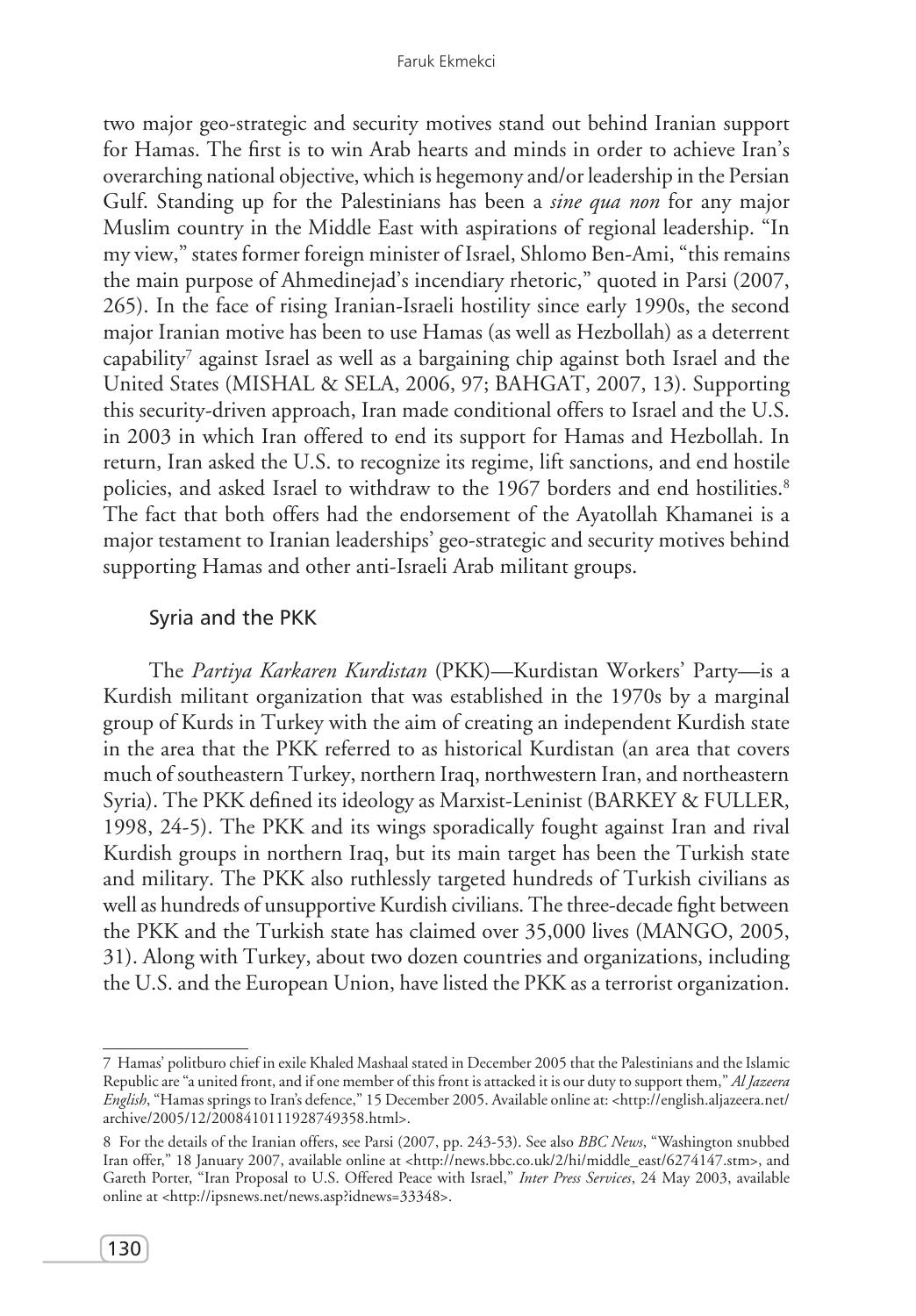two major geo-strategic and security motives stand out behind Iranian support for Hamas. The first is to win Arab hearts and minds in order to achieve Iran's overarching national objective, which is hegemony and/or leadership in the Persian Gulf. Standing up for the Palestinians has been a *sine qua non* for any major Muslim country in the Middle East with aspirations of regional leadership. "In my view," states former foreign minister of Israel, Shlomo Ben-Ami, "this remains the main purpose of Ahmedinejad's incendiary rhetoric," quoted in Parsi (2007, 265). In the face of rising Iranian-Israeli hostility since early 1990s, the second major Iranian motive has been to use Hamas (as well as Hezbollah) as a deterrent capability[7] against Israel as well as a bargaining chip against both Israel and the United States (MISHAL & SELA, 2006, 97; BAHGAT, 2007, 13). Supporting this security-driven approach, Iran made conditional offers to Israel and the U.S. in 2003 in which Iran offered to end its support for Hamas and Hezbollah. In return, Iran asked the U.S. to recognize its regime, lift sanctions, and end hostile policies, and asked Israel to withdraw to the 1967 borders and end hostilities.[8] The fact that both offers had the endorsement of the Ayatollah Khamanei is a major testament to Iranian leaderships' geo-strategic and security motives behind supporting Hamas and other anti-Israeli Arab militant groups.

## Syria and the PKK

The *Partiya Karkaren Kurdistan* (PKK)—Kurdistan Workers' Party—is a Kurdish militant organization that was established in the 1970s by a marginal group of Kurds in Turkey with the aim of creating an independent Kurdish state in the area that the PKK referred to as historical Kurdistan (an area that covers much of southeastern Turkey, northern Iraq, northwestern Iran, and northeastern Syria). The PKK defined its ideology as Marxist-Leninist (BARKEY & FULLER, 1998, 24-5). The PKK and its wings sporadically fought against Iran and rival Kurdish groups in northern Iraq, but its main target has been the Turkish state and military. The PKK also ruthlessly targeted hundreds of Turkish civilians as well as hundreds of unsupportive Kurdish civilians. The three-decade fight between the PKK and the Turkish state has claimed over 35,000 lives (MANGO, 2005, 31). Along with Turkey, about two dozen countries and organizations, including the U.S. and the European Union, have listed the PKK as a terrorist organization.

---

7 Hamas' politburo chief in exile Khaled Mashaal stated in December 2005 that the Palestinians and the Islamic Republic are "a united front, and if one member of this front is attacked it is our duty to support them," *Al Jazeera English*, "Hamas springs to Iran's defence," 15 December 2005. Available online at: <http://english.aljazeera.net/archive/2005/12/200841011l928749358.html>.

8 For the details of the Iranian offers, see Parsi (2007, pp. 243-53). See also *BBC News*, "Washington snubbed Iran offer," 18 January 2007, available online at <http://news.bbc.co.uk/2/hi/middle_east/6274147.stm>, and Gareth Porter, "Iran Proposal to U.S. Offered Peace with Israel," *Inter Press Services*, 24 May 2003, available online at <http://ipsnews.net/news.asp?idnews=33348>.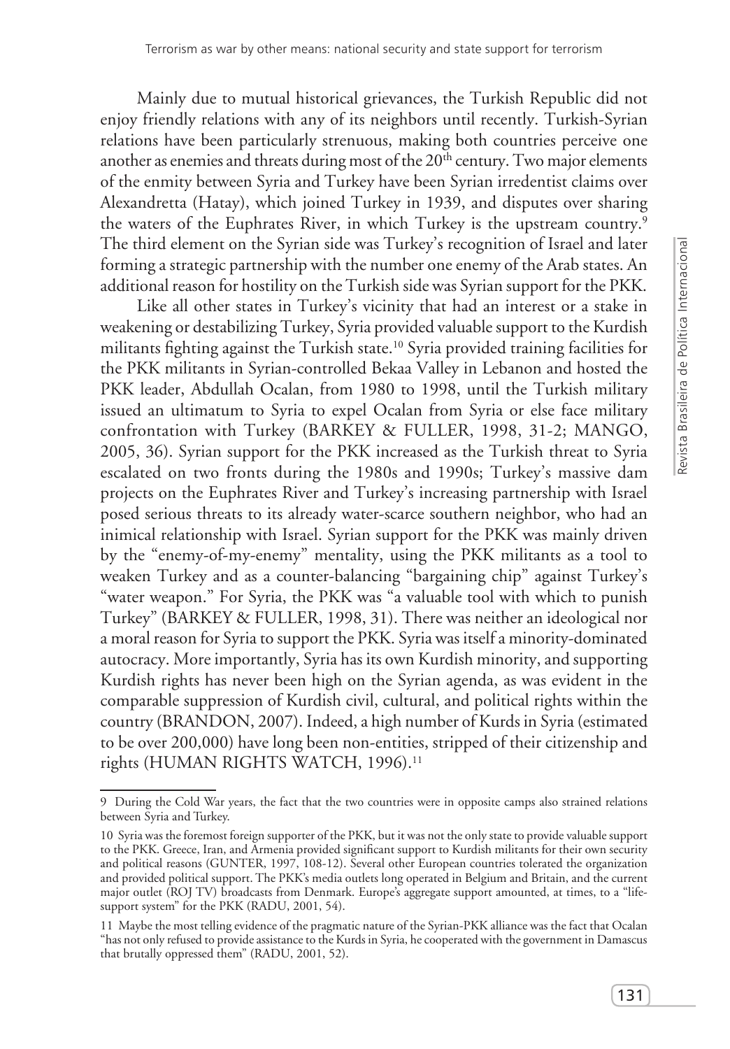Mainly due to mutual historical grievances, the Turkish Republic did not enjoy friendly relations with any of its neighbors until recently. Turkish-Syrian relations have been particularly strenuous, making both countries perceive one another as enemies and threats during most of the 20th century. Two major elements of the enmity between Syria and Turkey have been Syrian irredentist claims over Alexandretta (Hatay), which joined Turkey in 1939, and disputes over sharing the waters of the Euphrates River, in which Turkey is the upstream country.[9] The third element on the Syrian side was Turkey's recognition of Israel and later forming a strategic partnership with the number one enemy of the Arab states. An additional reason for hostility on the Turkish side was Syrian support for the PKK.

Like all other states in Turkey's vicinity that had an interest or a stake in weakening or destabilizing Turkey, Syria provided valuable support to the Kurdish militants fighting against the Turkish state.[10] Syria provided training facilities for the PKK militants in Syrian-controlled Bekaa Valley in Lebanon and hosted the PKK leader, Abdullah Ocalan, from 1980 to 1998, until the Turkish military issued an ultimatum to Syria to expel Ocalan from Syria or else face military confrontation with Turkey (BARKEY & FULLER, 1998, 31-2; MANGO, 2005, 36). Syrian support for the PKK increased as the Turkish threat to Syria escalated on two fronts during the 1980s and 1990s; Turkey's massive dam projects on the Euphrates River and Turkey's increasing partnership with Israel posed serious threats to its already water-scarce southern neighbor, who had an inimical relationship with Israel. Syrian support for the PKK was mainly driven by the "enemy-of-my-enemy" mentality, using the PKK militants as a tool to weaken Turkey and as a counter-balancing "bargaining chip" against Turkey's "water weapon." For Syria, the PKK was "a valuable tool with which to punish Turkey" (BARKEY & FULLER, 1998, 31). There was neither an ideological nor a moral reason for Syria to support the PKK. Syria was itself a minority-dominated autocracy. More importantly, Syria has its own Kurdish minority, and supporting Kurdish rights has never been high on the Syrian agenda, as was evident in the comparable suppression of Kurdish civil, cultural, and political rights within the country (BRANDON, 2007). Indeed, a high number of Kurds in Syria (estimated to be over 200,000) have long been non-entities, stripped of their citizenship and rights (HUMAN RIGHTS WATCH, 1996).[11]

---

9 During the Cold War years, the fact that the two countries were in opposite camps also strained relations between Syria and Turkey.

10 Syria was the foremost foreign supporter of the PKK, but it was not the only state to provide valuable support to the PKK. Greece, Iran, and Armenia provided significant support to Kurdish militants for their own security and political reasons (GUNTER, 1997, 108-12). Several other European countries tolerated the organization and provided political support. The PKK's media outlets long operated in Belgium and Britain, and the current major outlet (ROJ TV) broadcasts from Denmark. Europe's aggregate support amounted, at times, to a "life-support system" for the PKK (RADU, 2001, 54).

11 Maybe the most telling evidence of the pragmatic nature of the Syrian-PKK alliance was the fact that Ocalan "has not only refused to provide assistance to the Kurds in Syria, he cooperated with the government in Damascus that brutally oppressed them" (RADU, 2001, 52).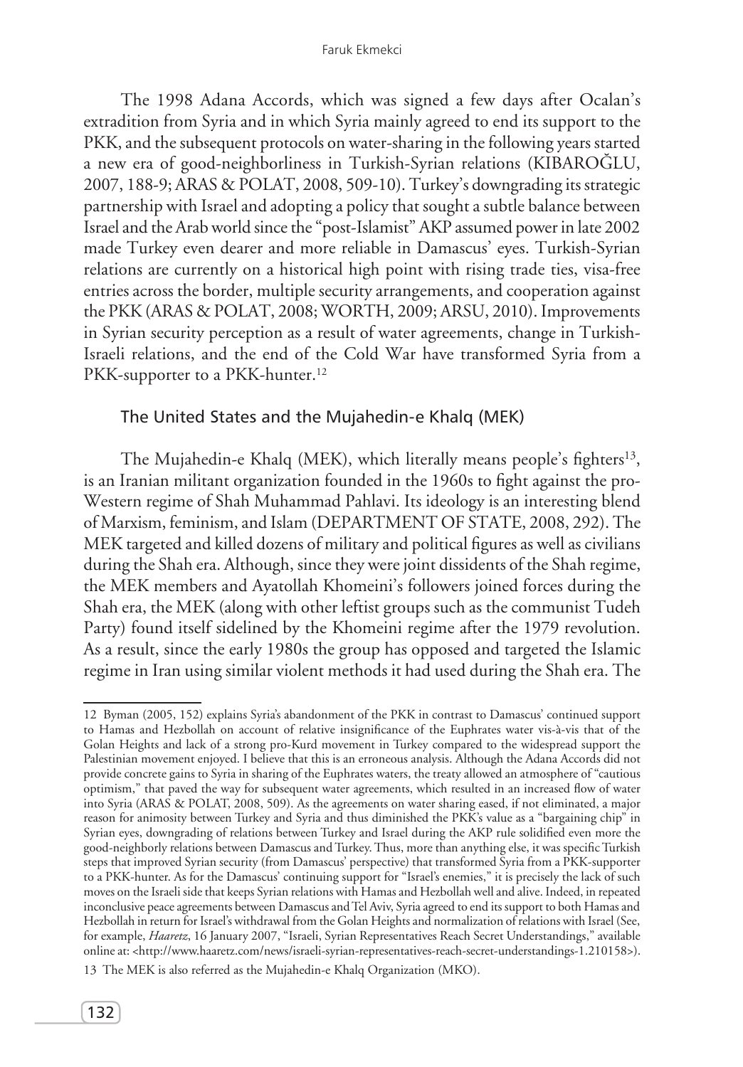The 1998 Adana Accords, which was signed a few days after Ocalan's extradition from Syria and in which Syria mainly agreed to end its support to the PKK, and the subsequent protocols on water-sharing in the following years started a new era of good-neighborliness in Turkish-Syrian relations (KIBAROĞLU, 2007, 188-9; ARAS & POLAT, 2008, 509-10). Turkey's downgrading its strategic partnership with Israel and adopting a policy that sought a subtle balance between Israel and the Arab world since the "post-Islamist" AKP assumed power in late 2002 made Turkey even dearer and more reliable in Damascus' eyes. Turkish-Syrian relations are currently on a historical high point with rising trade ties, visa-free entries across the border, multiple security arrangements, and cooperation against the PKK (ARAS & POLAT, 2008; WORTH, 2009; ARSU, 2010). Improvements in Syrian security perception as a result of water agreements, change in Turkish-Israeli relations, and the end of the Cold War have transformed Syria from a PKK-supporter to a PKK-hunter.[12]

## The United States and the Mujahedin-e Khalq (MEK)

The Mujahedin-e Khalq (MEK), which literally means people's fighters[13], is an Iranian militant organization founded in the 1960s to fight against the pro-Western regime of Shah Muhammad Pahlavi. Its ideology is an interesting blend of Marxism, feminism, and Islam (DEPARTMENT OF STATE, 2008, 292). The MEK targeted and killed dozens of military and political figures as well as civilians during the Shah era. Although, since they were joint dissidents of the Shah regime, the MEK members and Ayatollah Khomeini's followers joined forces during the Shah era, the MEK (along with other leftist groups such as the communist Tudeh Party) found itself sidelined by the Khomeini regime after the 1979 revolution. As a result, since the early 1980s the group has opposed and targeted the Islamic regime in Iran using similar violent methods it had used during the Shah era. The

---

12 Byman (2005, 152) explains Syria's abandonment of the PKK in contrast to Damascus' continued support to Hamas and Hezbollah on account of relative insignificance of the Euphrates water vis-à-vis that of the Golan Heights and lack of a strong pro-Kurd movement in Turkey compared to the widespread support the Palestinian movement enjoyed. I believe that this is an erroneous analysis. Although the Adana Accords did not provide concrete gains to Syria in sharing of the Euphrates waters, the treaty allowed an atmosphere of "cautious optimism," that paved the way for subsequent water agreements, which resulted in an increased flow of water into Syria (ARAS & POLAT, 2008, 509). As the agreements on water sharing eased, if not eliminated, a major reason for animosity between Turkey and Syria and thus diminished the PKK's value as a "bargaining chip" in Syrian eyes, downgrading of relations between Turkey and Israel during the AKP rule solidified even more the good-neighborly relations between Damascus and Turkey. Thus, more than anything else, it was specific Turkish steps that improved Syrian security (from Damascus' perspective) that transformed Syria from a PKK-supporter to a PKK-hunter. As for the Damascus' continuing support for "Israel's enemies," it is precisely the lack of such moves on the Israeli side that keeps Syrian relations with Hamas and Hezbollah well and alive. Indeed, in repeated inconclusive peace agreements between Damascus and Tel Aviv, Syria agreed to end its support to both Hamas and Hezbollah in return for Israel's withdrawal from the Golan Heights and normalization of relations with Israel (See, for example, *Haaretz*, 16 January 2007, "Israeli, Syrian Representatives Reach Secret Understandings," available online at: <http://www.haaretz.com/news/israeli-syrian-representatives-reach-secret-understandings-1.210158>).

13 The MEK is also referred as the Mujahedin-e Khalq Organization (MKO).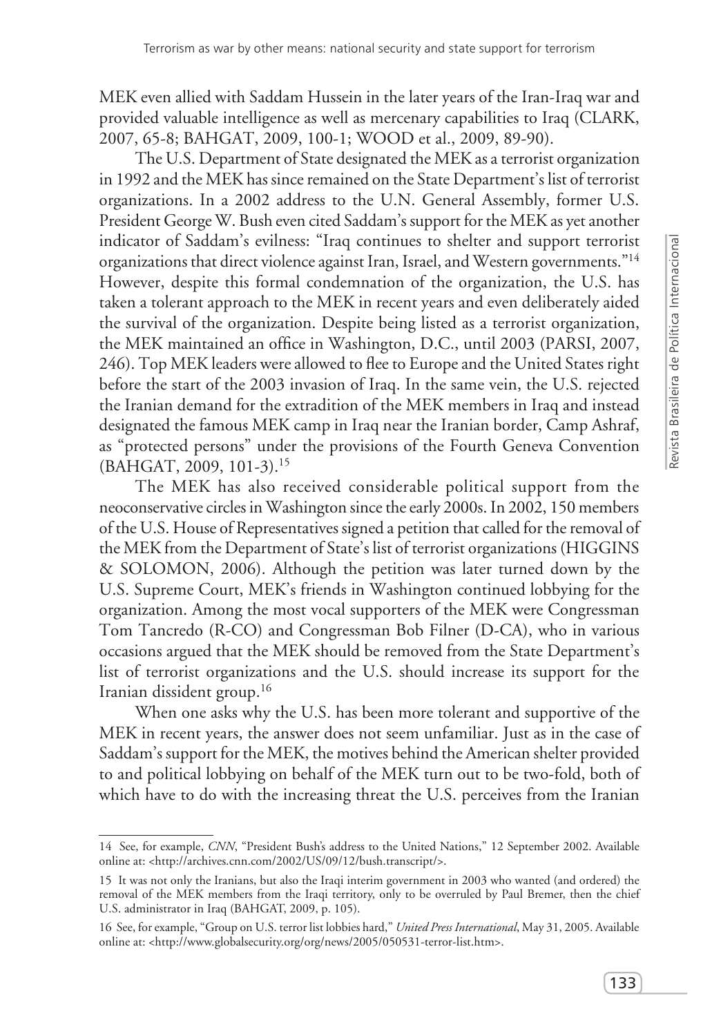MEK even allied with Saddam Hussein in the later years of the Iran-Iraq war and provided valuable intelligence as well as mercenary capabilities to Iraq (CLARK, 2007, 65-8; BAHGAT, 2009, 100-1; WOOD et al., 2009, 89-90).

The U.S. Department of State designated the MEK as a terrorist organization in 1992 and the MEK has since remained on the State Department's list of terrorist organizations. In a 2002 address to the U.N. General Assembly, former U.S. President George W. Bush even cited Saddam's support for the MEK as yet another indicator of Saddam's evilness: "Iraq continues to shelter and support terrorist organizations that direct violence against Iran, Israel, and Western governments."[14] However, despite this formal condemnation of the organization, the U.S. has taken a tolerant approach to the MEK in recent years and even deliberately aided the survival of the organization. Despite being listed as a terrorist organization, the MEK maintained an office in Washington, D.C., until 2003 (PARSI, 2007, 246). Top MEK leaders were allowed to flee to Europe and the United States right before the start of the 2003 invasion of Iraq. In the same vein, the U.S. rejected the Iranian demand for the extradition of the MEK members in Iraq and instead designated the famous MEK camp in Iraq near the Iranian border, Camp Ashraf, as "protected persons" under the provisions of the Fourth Geneva Convention (BAHGAT, 2009, 101-3).[15]

The MEK has also received considerable political support from the neoconservative circles in Washington since the early 2000s. In 2002, 150 members of the U.S. House of Representatives signed a petition that called for the removal of the MEK from the Department of State's list of terrorist organizations (HIGGINS & SOLOMON, 2006). Although the petition was later turned down by the U.S. Supreme Court, MEK's friends in Washington continued lobbying for the organization. Among the most vocal supporters of the MEK were Congressman Tom Tancredo (R-CO) and Congressman Bob Filner (D-CA), who in various occasions argued that the MEK should be removed from the State Department's list of terrorist organizations and the U.S. should increase its support for the Iranian dissident group.[16]

When one asks why the U.S. has been more tolerant and supportive of the MEK in recent years, the answer does not seem unfamiliar. Just as in the case of Saddam's support for the MEK, the motives behind the American shelter provided to and political lobbying on behalf of the MEK turn out to be two-fold, both of which have to do with the increasing threat the U.S. perceives from the Iranian

---

14 See, for example, *CNN*, "President Bush's address to the United Nations," 12 September 2002. Available online at: <http://archives.cnn.com/2002/US/09/12/bush.transcript/>.

15 It was not only the Iranians, but also the Iraqi interim government in 2003 who wanted (and ordered) the removal of the MEK members from the Iraqi territory, only to be overruled by Paul Bremer, then the chief U.S. administrator in Iraq (BAHGAT, 2009, p. 105).

16 See, for example, "Group on U.S. terror list lobbies hard," *United Press International*, May 31, 2005. Available online at: <http://www.globalsecurity.org/org/news/2005/050531-terror-list.htm>.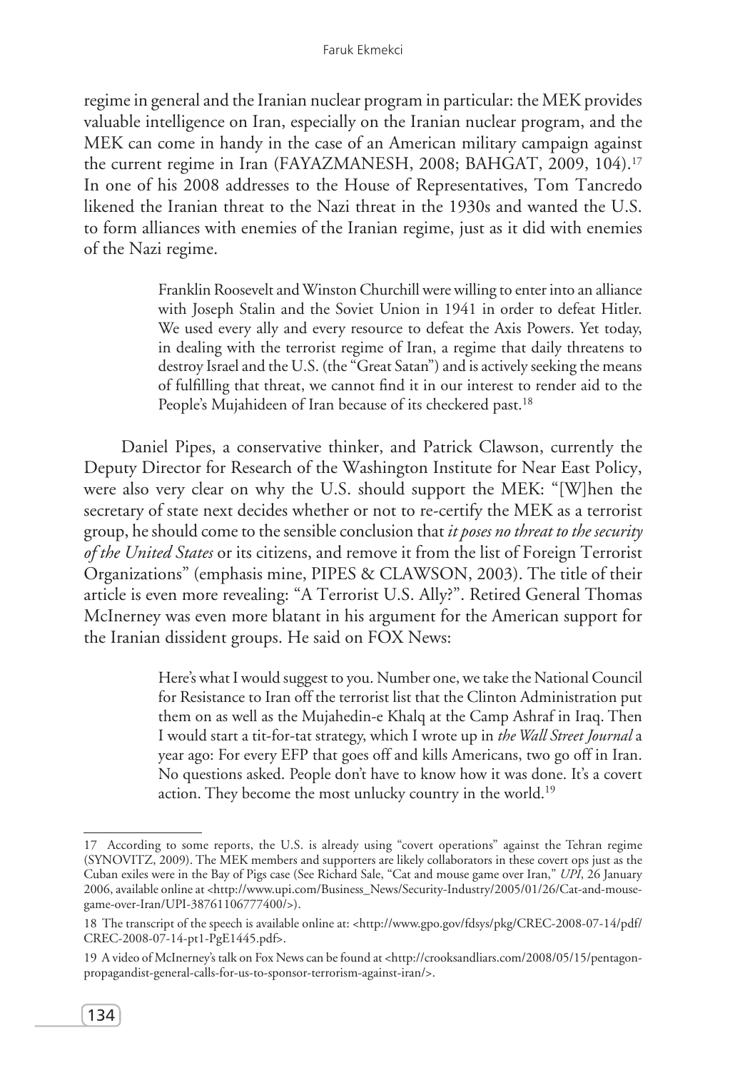regime in general and the Iranian nuclear program in particular: the MEK provides valuable intelligence on Iran, especially on the Iranian nuclear program, and the MEK can come in handy in the case of an American military campaign against the current regime in Iran (FAYAZMANESH, 2008; BAHGAT, 2009, 104).[17] In one of his 2008 addresses to the House of Representatives, Tom Tancredo likened the Iranian threat to the Nazi threat in the 1930s and wanted the U.S. to form alliances with enemies of the Iranian regime, just as it did with enemies of the Nazi regime.

> Franklin Roosevelt and Winston Churchill were willing to enter into an alliance with Joseph Stalin and the Soviet Union in 1941 in order to defeat Hitler. We used every ally and every resource to defeat the Axis Powers. Yet today, in dealing with the terrorist regime of Iran, a regime that daily threatens to destroy Israel and the U.S. (the "Great Satan") and is actively seeking the means of fulfilling that threat, we cannot find it in our interest to render aid to the People's Mujahideen of Iran because of its checkered past.[18]

Daniel Pipes, a conservative thinker, and Patrick Clawson, currently the Deputy Director for Research of the Washington Institute for Near East Policy, were also very clear on why the U.S. should support the MEK: "[W]hen the secretary of state next decides whether or not to re-certify the MEK as a terrorist group, he should come to the sensible conclusion that *it poses no threat to the security of the United States* or its citizens, and remove it from the list of Foreign Terrorist Organizations" (emphasis mine, PIPES & CLAWSON, 2003). The title of their article is even more revealing: "A Terrorist U.S. Ally?". Retired General Thomas McInerney was even more blatant in his argument for the American support for the Iranian dissident groups. He said on FOX News:

> Here's what I would suggest to you. Number one, we take the National Council for Resistance to Iran off the terrorist list that the Clinton Administration put them on as well as the Mujahedin-e Khalq at the Camp Ashraf in Iraq. Then I would start a tit-for-tat strategy, which I wrote up in *the Wall Street Journal* a year ago: For every EFP that goes off and kills Americans, two go off in Iran. No questions asked. People don't have to know how it was done. It's a covert action. They become the most unlucky country in the world.[19]

---

17 According to some reports, the U.S. is already using "covert operations" against the Tehran regime (SYNOVITZ, 2009). The MEK members and supporters are likely collaborators in these covert ops just as the Cuban exiles were in the Bay of Pigs case (See Richard Sale, "Cat and mouse game over Iran," *UPI*, 26 January 2006, available online at <http://www.upi.com/Business_News/Security-Industry/2005/01/26/Cat-and-mouse-game-over-Iran/UPI-38761106777400/>).

18 The transcript of the speech is available online at: <http://www.gpo.gov/fdsys/pkg/CREC-2008-07-14/pdf/CREC-2008-07-14-pt1-PgE1445.pdf>.

19 A video of McInerney's talk on Fox News can be found at <http://crooksandliars.com/2008/05/15/pentagon-propagandist-general-calls-for-us-to-sponsor-terrorism-against-iran/>.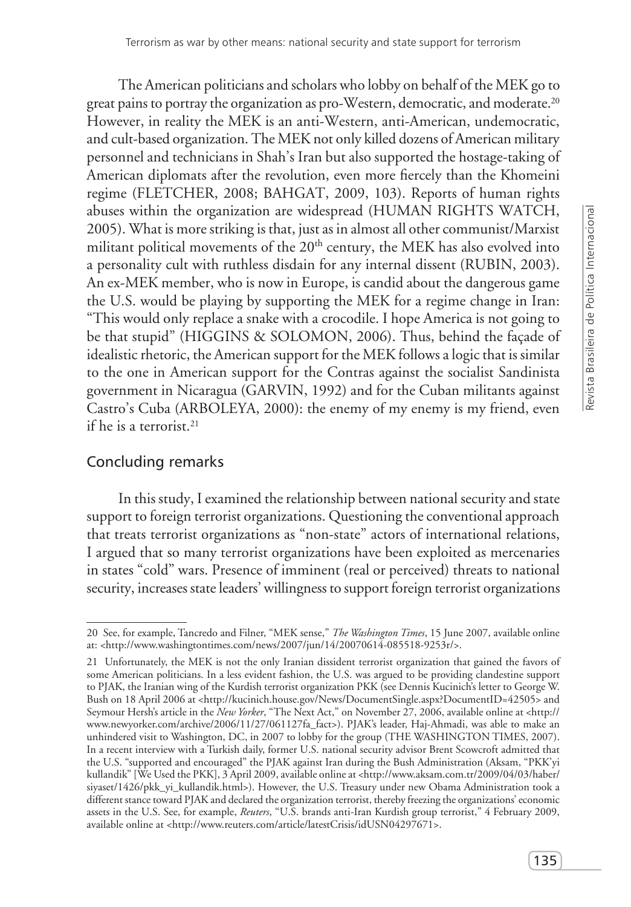The American politicians and scholars who lobby on behalf of the MEK go to great pains to portray the organization as pro-Western, democratic, and moderate.[20] However, in reality the MEK is an anti-Western, anti-American, undemocratic, and cult-based organization. The MEK not only killed dozens of American military personnel and technicians in Shah's Iran but also supported the hostage-taking of American diplomats after the revolution, even more fiercely than the Khomeini regime (FLETCHER, 2008; BAHGAT, 2009, 103). Reports of human rights abuses within the organization are widespread (HUMAN RIGHTS WATCH, 2005). What is more striking is that, just as in almost all other communist/Marxist militant political movements of the 20th century, the MEK has also evolved into a personality cult with ruthless disdain for any internal dissent (RUBIN, 2003). An ex-MEK member, who is now in Europe, is candid about the dangerous game the U.S. would be playing by supporting the MEK for a regime change in Iran: "This would only replace a snake with a crocodile. I hope America is not going to be that stupid" (HIGGINS & SOLOMON, 2006). Thus, behind the façade of idealistic rhetoric, the American support for the MEK follows a logic that is similar to the one in American support for the Contras against the socialist Sandinista government in Nicaragua (GARVIN, 1992) and for the Cuban militants against Castro's Cuba (ARBOLEYA, 2000): the enemy of my enemy is my friend, even if he is a terrorist.[21]

## Concluding remarks

In this study, I examined the relationship between national security and state support to foreign terrorist organizations. Questioning the conventional approach that treats terrorist organizations as "non-state" actors of international relations, I argued that so many terrorist organizations have been exploited as mercenaries in states "cold" wars. Presence of imminent (real or perceived) threats to national security, increases state leaders' willingness to support foreign terrorist organizations

---

20 See, for example, Tancredo and Filner, "MEK sense," *The Washington Times*, 15 June 2007, available online at: <http://www.washingtontimes.com/news/2007/jun/14/20070614-085518-9253r/>.

21 Unfortunately, the MEK is not the only Iranian dissident terrorist organization that gained the favors of some American politicians. In a less evident fashion, the U.S. was argued to be providing clandestine support to PJAK, the Iranian wing of the Kurdish terrorist organization PKK (see Dennis Kucinich's letter to George W. Bush on 18 April 2006 at <http://kucinich.house.gov/News/DocumentSingle.aspx?DocumentID=42505> and Seymour Hersh's article in the *New Yorker*, "The Next Act," on November 27, 2006, available online at <http://www.newyorker.com/archive/2006/11/27/061127fa_fact>). PJAK's leader, Haj-Ahmadi, was able to make an unhindered visit to Washington, DC, in 2007 to lobby for the group (THE WASHINGTON TIMES, 2007). In a recent interview with a Turkish daily, former U.S. national security advisor Brent Scowcroft admitted that the U.S. "supported and encouraged" the PJAK against Iran during the Bush Administration (Aksam, "PKK'yi kullandik" [We Used the PKK], 3 April 2009, available online at <http://www.aksam.com.tr/2009/04/03/haber/siyaset/1426/pkk_yi_kullandik.html>). However, the U.S. Treasury under new Obama Administration took a different stance toward PJAK and declared the organization terrorist, thereby freezing the organizations' economic assets in the U.S. See, for example, *Reuters*, "U.S. brands anti-Iran Kurdish group terrorist," 4 February 2009, available online at <http://www.reuters.com/article/latestCrisis/idUSN04297671>.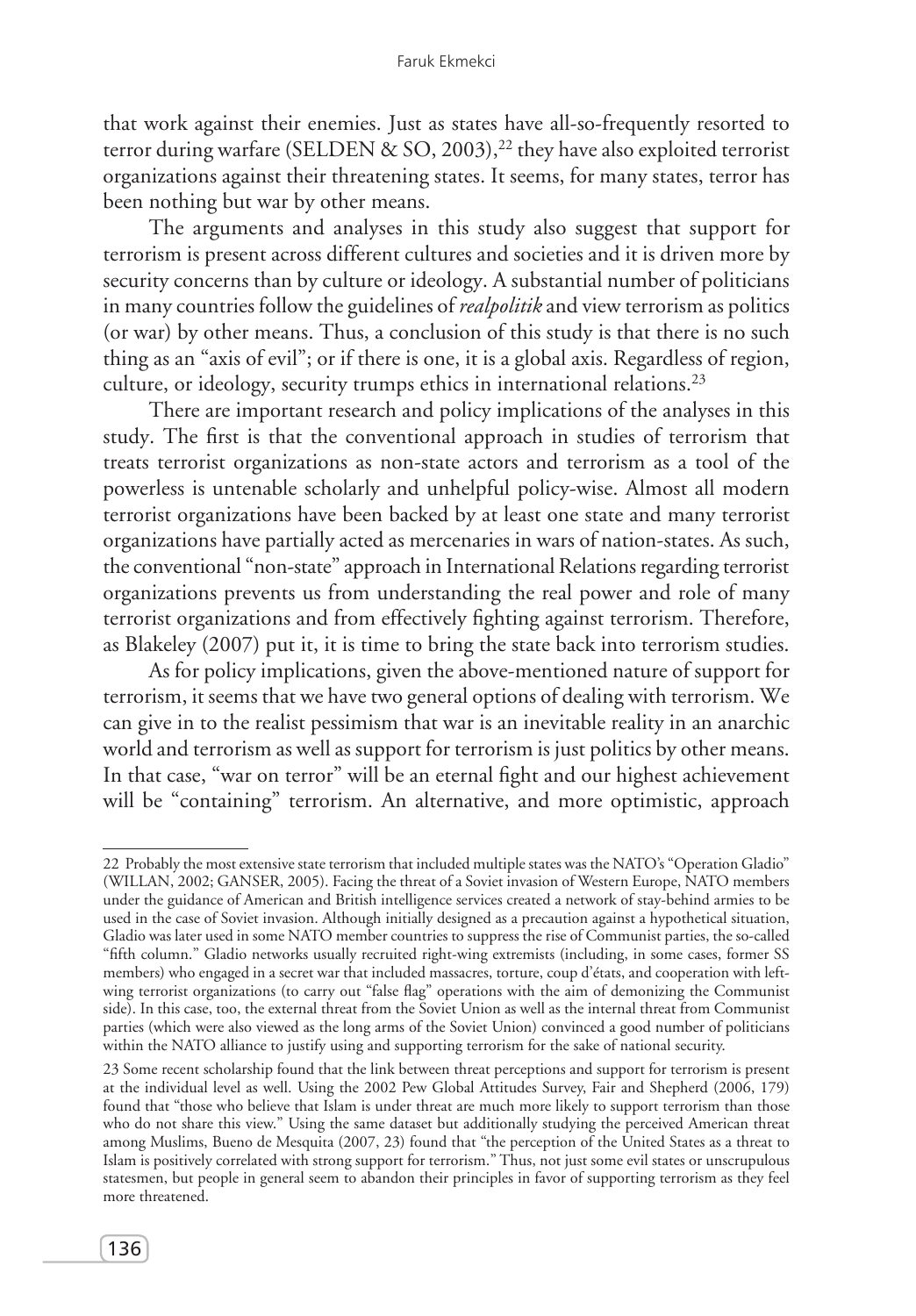that work against their enemies. Just as states have all-so-frequently resorted to terror during warfare (SELDEN & SO, 2003),[22] they have also exploited terrorist organizations against their threatening states. It seems, for many states, terror has been nothing but war by other means.

The arguments and analyses in this study also suggest that support for terrorism is present across different cultures and societies and it is driven more by security concerns than by culture or ideology. A substantial number of politicians in many countries follow the guidelines of *realpolitik* and view terrorism as politics (or war) by other means. Thus, a conclusion of this study is that there is no such thing as an "axis of evil"; or if there is one, it is a global axis. Regardless of region, culture, or ideology, security trumps ethics in international relations.[23]

There are important research and policy implications of the analyses in this study. The first is that the conventional approach in studies of terrorism that treats terrorist organizations as non-state actors and terrorism as a tool of the powerless is untenable scholarly and unhelpful policy-wise. Almost all modern terrorist organizations have been backed by at least one state and many terrorist organizations have partially acted as mercenaries in wars of nation-states. As such, the conventional "non-state" approach in International Relations regarding terrorist organizations prevents us from understanding the real power and role of many terrorist organizations and from effectively fighting against terrorism. Therefore, as Blakeley (2007) put it, it is time to bring the state back into terrorism studies.

As for policy implications, given the above-mentioned nature of support for terrorism, it seems that we have two general options of dealing with terrorism. We can give in to the realist pessimism that war is an inevitable reality in an anarchic world and terrorism as well as support for terrorism is just politics by other means. In that case, "war on terror" will be an eternal fight and our highest achievement will be "containing" terrorism. An alternative, and more optimistic, approach

---

22 Probably the most extensive state terrorism that included multiple states was the NATO's "Operation Gladio" (WILLAN, 2002; GANSER, 2005). Facing the threat of a Soviet invasion of Western Europe, NATO members under the guidance of American and British intelligence services created a network of stay-behind armies to be used in the case of Soviet invasion. Although initially designed as a precaution against a hypothetical situation, Gladio was later used in some NATO member countries to suppress the rise of Communist parties, the so-called "fifth column." Gladio networks usually recruited right-wing extremists (including, in some cases, former SS members) who engaged in a secret war that included massacres, torture, coup d'états, and cooperation with left-wing terrorist organizations (to carry out "false flag" operations with the aim of demonizing the Communist side). In this case, too, the external threat from the Soviet Union as well as the internal threat from Communist parties (which were also viewed as the long arms of the Soviet Union) convinced a good number of politicians within the NATO alliance to justify using and supporting terrorism for the sake of national security.

23 Some recent scholarship found that the link between threat perceptions and support for terrorism is present at the individual level as well. Using the 2002 Pew Global Attitudes Survey, Fair and Shepherd (2006, 179) found that "those who believe that Islam is under threat are much more likely to support terrorism than those who do not share this view." Using the same dataset but additionally studying the perceived American threat among Muslims, Bueno de Mesquita (2007, 23) found that "the perception of the United States as a threat to Islam is positively correlated with strong support for terrorism." Thus, not just some evil states or unscrupulous statesmen, but people in general seem to abandon their principles in favor of supporting terrorism as they feel more threatened.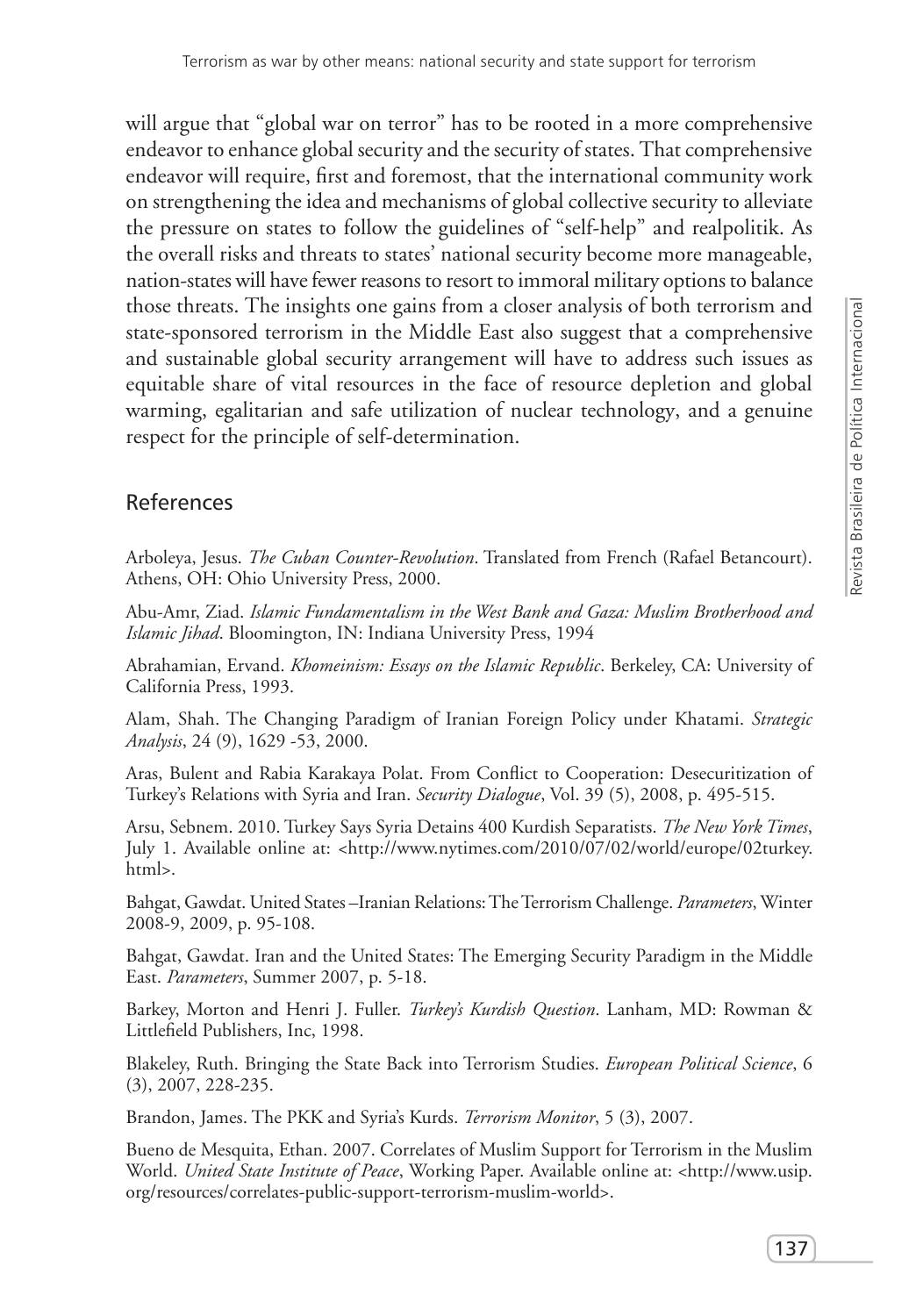will argue that "global war on terror" has to be rooted in a more comprehensive endeavor to enhance global security and the security of states. That comprehensive endeavor will require, first and foremost, that the international community work on strengthening the idea and mechanisms of global collective security to alleviate the pressure on states to follow the guidelines of "self-help" and realpolitik. As the overall risks and threats to states' national security become more manageable, nation-states will have fewer reasons to resort to immoral military options to balance those threats. The insights one gains from a closer analysis of both terrorism and state-sponsored terrorism in the Middle East also suggest that a comprehensive and sustainable global security arrangement will have to address such issues as equitable share of vital resources in the face of resource depletion and global warming, egalitarian and safe utilization of nuclear technology, and a genuine respect for the principle of self-determination.

## References

Arboleya, Jesus. *The Cuban Counter-Revolution*. Translated from French (Rafael Betancourt). Athens, OH: Ohio University Press, 2000.

Abu-Amr, Ziad. *Islamic Fundamentalism in the West Bank and Gaza: Muslim Brotherhood and Islamic Jihad*. Bloomington, IN: Indiana University Press, 1994

Abrahamian, Ervand. *Khomeinism: Essays on the Islamic Republic*. Berkeley, CA: University of California Press, 1993.

Alam, Shah. The Changing Paradigm of Iranian Foreign Policy under Khatami. *Strategic Analysis*, 24 (9), 1629 -53, 2000.

Aras, Bulent and Rabia Karakaya Polat. From Conflict to Cooperation: Desecuritization of Turkey's Relations with Syria and Iran. *Security Dialogue*, Vol. 39 (5), 2008, p. 495-515.

Arsu, Sebnem. 2010. Turkey Says Syria Detains 400 Kurdish Separatists. *The New York Times*, July 1. Available online at: <http://www.nytimes.com/2010/07/02/world/europe/02turkey.html>.

Bahgat, Gawdat. United States –Iranian Relations: The Terrorism Challenge. *Parameters*, Winter 2008-9, 2009, p. 95-108.

Bahgat, Gawdat. Iran and the United States: The Emerging Security Paradigm in the Middle East. *Parameters*, Summer 2007, p. 5-18.

Barkey, Morton and Henri J. Fuller. *Turkey's Kurdish Question*. Lanham, MD: Rowman & Littlefield Publishers, Inc, 1998.

Blakeley, Ruth. Bringing the State Back into Terrorism Studies. *European Political Science*, 6 (3), 2007, 228-235.

Brandon, James. The PKK and Syria's Kurds. *Terrorism Monitor*, 5 (3), 2007.

Bueno de Mesquita, Ethan. 2007. Correlates of Muslim Support for Terrorism in the Muslim World. *United State Institute of Peace*, Working Paper. Available online at: <http://www.usip.org/resources/correlates-public-support-terrorism-muslim-world>.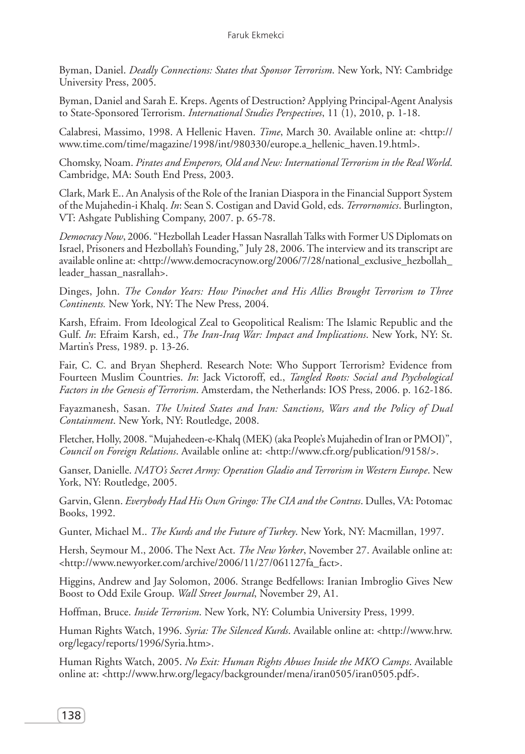Byman, Daniel. *Deadly Connections: States that Sponsor Terrorism*. New York, NY: Cambridge University Press, 2005.

Byman, Daniel and Sarah E. Kreps. Agents of Destruction? Applying Principal-Agent Analysis to State-Sponsored Terrorism. *International Studies Perspectives*, 11 (1), 2010, p. 1-18.

Calabresi, Massimo, 1998. A Hellenic Haven. *Time*, March 30. Available online at: <http://www.time.com/time/magazine/1998/int/980330/europe.a_hellenic_haven.19.html>.

Chomsky, Noam. *Pirates and Emperors, Old and New: International Terrorism in the Real World*. Cambridge, MA: South End Press, 2003.

Clark, Mark E.. An Analysis of the Role of the Iranian Diaspora in the Financial Support System of the Mujahedin-i Khalq. *In*: Sean S. Costigan and David Gold, eds. *Terrornomics*. Burlington, VT: Ashgate Publishing Company, 2007. p. 65-78.

*Democracy Now*, 2006. "Hezbollah Leader Hassan Nasrallah Talks with Former US Diplomats on Israel, Prisoners and Hezbollah's Founding," July 28, 2006. The interview and its transcript are available online at: <http://www.democracynow.org/2006/7/28/national_exclusive_hezbollah_leader_hassan_nasrallah>.

Dinges, John. *The Condor Years: How Pinochet and His Allies Brought Terrorism to Three Continents.* New York, NY: The New Press, 2004.

Karsh, Efraim. From Ideological Zeal to Geopolitical Realism: The Islamic Republic and the Gulf. *In*: Efraim Karsh, ed., *The Iran-Iraq War: Impact and Implications*. New York, NY: St. Martin's Press, 1989. p. 13-26.

Fair, C. C. and Bryan Shepherd. Research Note: Who Support Terrorism? Evidence from Fourteen Muslim Countries. *In*: Jack Victoroff, ed., *Tangled Roots: Social and Psychological Factors in the Genesis of Terrorism*. Amsterdam, the Netherlands: IOS Press, 2006. p. 162-186.

Fayazmanesh, Sasan. *The United States and Iran: Sanctions, Wars and the Policy of Dual Containment*. New York, NY: Routledge, 2008.

Fletcher, Holly, 2008. "Mujahedeen-e-Khalq (MEK) (aka People's Mujahedin of Iran or PMOI)", *Council on Foreign Relations*. Available online at: <http://www.cfr.org/publication/9158/>.

Ganser, Danielle. *NATO's Secret Army: Operation Gladio and Terrorism in Western Europe*. New York, NY: Routledge, 2005.

Garvin, Glenn. *Everybody Had His Own Gringo: The CIA and the Contras*. Dulles, VA: Potomac Books, 1992.

Gunter, Michael M.. *The Kurds and the Future of Turkey*. New York, NY: Macmillan, 1997.

Hersh, Seymour M., 2006. The Next Act. *The New Yorker*, November 27. Available online at: <http://www.newyorker.com/archive/2006/11/27/061127fa_fact>.

Higgins, Andrew and Jay Solomon, 2006. Strange Bedfellows: Iranian Imbroglio Gives New Boost to Odd Exile Group. *Wall Street Journal*, November 29, A1.

Hoffman, Bruce. *Inside Terrorism*. New York, NY: Columbia University Press, 1999.

Human Rights Watch, 1996. *Syria: The Silenced Kurds*. Available online at: <http://www.hrw.org/legacy/reports/1996/Syria.htm>.

Human Rights Watch, 2005. *No Exit: Human Rights Abuses Inside the MKO Camps*. Available online at: <http://www.hrw.org/legacy/backgrounder/mena/iran0505/iran0505.pdf>.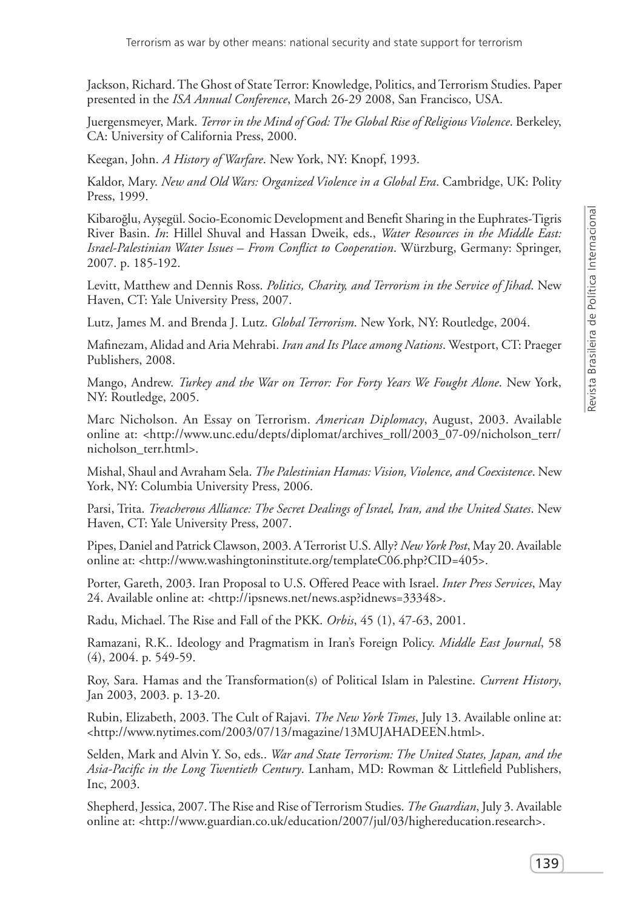Jackson, Richard. The Ghost of State Terror: Knowledge, Politics, and Terrorism Studies. Paper presented in the *ISA Annual Conference*, March 26-29 2008, San Francisco, USA.

Juergensmeyer, Mark. *Terror in the Mind of God: The Global Rise of Religious Violence*. Berkeley, CA: University of California Press, 2000.

Keegan, John. *A History of Warfare*. New York, NY: Knopf, 1993.

Kaldor, Mary. *New and Old Wars: Organized Violence in a Global Era*. Cambridge, UK: Polity Press, 1999.

Kibaroğlu, Ayşegül. Socio-Economic Development and Benefit Sharing in the Euphrates-Tigris River Basin. *In*: Hillel Shuval and Hassan Dweik, eds., *Water Resources in the Middle East: Israel-Palestinian Water Issues – From Conflict to Cooperation*. Würzburg, Germany: Springer, 2007. p. 185-192.

Levitt, Matthew and Dennis Ross. *Politics, Charity, and Terrorism in the Service of Jihad*. New Haven, CT: Yale University Press, 2007.

Lutz, James M. and Brenda J. Lutz. *Global Terrorism*. New York, NY: Routledge, 2004.

Mafinezam, Alidad and Aria Mehrabi. *Iran and Its Place among Nations*. Westport, CT: Praeger Publishers, 2008.

Mango, Andrew. *Turkey and the War on Terror: For Forty Years We Fought Alone*. New York, NY: Routledge, 2005.

Marc Nicholson. An Essay on Terrorism. *American Diplomacy*, August, 2003. Available online at: <http://www.unc.edu/depts/diplomat/archives_roll/2003_07-09/nicholson_terr/nicholson_terr.html>.

Mishal, Shaul and Avraham Sela. *The Palestinian Hamas: Vision, Violence, and Coexistence*. New York, NY: Columbia University Press, 2006.

Parsi, Trita. *Treacherous Alliance: The Secret Dealings of Israel, Iran, and the United States*. New Haven, CT: Yale University Press, 2007.

Pipes, Daniel and Patrick Clawson, 2003. A Terrorist U.S. Ally? *New York Post*, May 20. Available online at: <http://www.washingtoninstitute.org/templateC06.php?CID=405>.

Porter, Gareth, 2003. Iran Proposal to U.S. Offered Peace with Israel. *Inter Press Services*, May 24. Available online at: <http://ipsnews.net/news.asp?idnews=33348>.

Radu, Michael. The Rise and Fall of the PKK. *Orbis*, 45 (1), 47-63, 2001.

Ramazani, R.K.. Ideology and Pragmatism in Iran's Foreign Policy. *Middle East Journal*, 58 (4), 2004. p. 549-59.

Roy, Sara. Hamas and the Transformation(s) of Political Islam in Palestine. *Current History*, Jan 2003, 2003. p. 13-20.

Rubin, Elizabeth, 2003. The Cult of Rajavi. *The New York Times*, July 13. Available online at: <http://www.nytimes.com/2003/07/13/magazine/13MUJAHADEEN.html>.

Selden, Mark and Alvin Y. So, eds.. *War and State Terrorism: The United States, Japan, and the Asia-Pacific in the Long Twentieth Century*. Lanham, MD: Rowman & Littlefield Publishers, Inc, 2003.

Shepherd, Jessica, 2007. The Rise and Rise of Terrorism Studies. *The Guardian*, July 3. Available online at: <http://www.guardian.co.uk/education/2007/jul/03/highereducation.research>.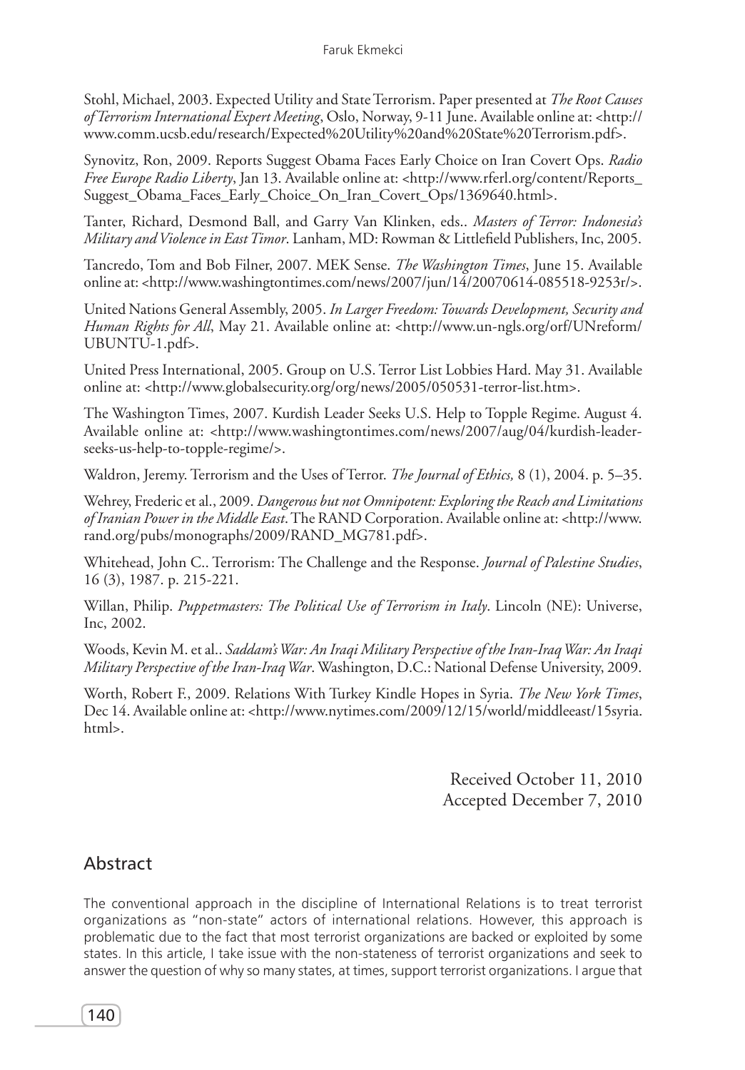Stohl, Michael, 2003. Expected Utility and State Terrorism. Paper presented at *The Root Causes of Terrorism International Expert Meeting*, Oslo, Norway, 9-11 June. Available online at: <http://www.comm.ucsb.edu/research/Expected%20Utility%20and%20State%20Terrorism.pdf>.

Synovitz, Ron, 2009. Reports Suggest Obama Faces Early Choice on Iran Covert Ops. *Radio Free Europe Radio Liberty*, Jan 13. Available online at: <http://www.rferl.org/content/Reports_Suggest_Obama_Faces_Early_Choice_On_Iran_Covert_Ops/1369640.html>.

Tanter, Richard, Desmond Ball, and Garry Van Klinken, eds.. *Masters of Terror: Indonesia's Military and Violence in East Timor*. Lanham, MD: Rowman & Littlefield Publishers, Inc, 2005.

Tancredo, Tom and Bob Filner, 2007. MEK Sense. *The Washington Times*, June 15. Available online at: <http://www.washingtontimes.com/news/2007/jun/14/20070614-085518-9253r/>.

United Nations General Assembly, 2005. *In Larger Freedom: Towards Development, Security and Human Rights for All*, May 21. Available online at: <http://www.un-ngls.org/orf/UNreform/UBUNTU-1.pdf>.

United Press International, 2005. Group on U.S. Terror List Lobbies Hard. May 31. Available online at: <http://www.globalsecurity.org/org/news/2005/050531-terror-list.htm>.

The Washington Times, 2007. Kurdish Leader Seeks U.S. Help to Topple Regime. August 4. Available online at: <http://www.washingtontimes.com/news/2007/aug/04/kurdish-leader-seeks-us-help-to-topple-regime/>.

Waldron, Jeremy. Terrorism and the Uses of Terror. *The Journal of Ethics,* 8 (1), 2004. p. 5–35.

Wehrey, Frederic et al., 2009. *Dangerous but not Omnipotent: Exploring the Reach and Limitations of Iranian Power in the Middle East*. The RAND Corporation. Available online at: <http://www.rand.org/pubs/monographs/2009/RAND_MG781.pdf>.

Whitehead, John C.. Terrorism: The Challenge and the Response. *Journal of Palestine Studies*, 16 (3), 1987. p. 215-221.

Willan, Philip. *Puppetmasters: The Political Use of Terrorism in Italy*. Lincoln (NE): Universe, Inc, 2002.

Woods, Kevin M. et al.. *Saddam's War: An Iraqi Military Perspective of the Iran-Iraq War: An Iraqi Military Perspective of the Iran-Iraq War*. Washington, D.C.: National Defense University, 2009.

Worth, Robert F., 2009. Relations With Turkey Kindle Hopes in Syria. *The New York Times*, Dec 14. Available online at: <http://www.nytimes.com/2009/12/15/world/middleeast/15syria.html>.

Received October 11, 2010
Accepted December 7, 2010

## Abstract

The conventional approach in the discipline of International Relations is to treat terrorist organizations as "non-state" actors of international relations. However, this approach is problematic due to the fact that most terrorist organizations are backed or exploited by some states. In this article, I take issue with the non-stateness of terrorist organizations and seek to answer the question of why so many states, at times, support terrorist organizations. I argue that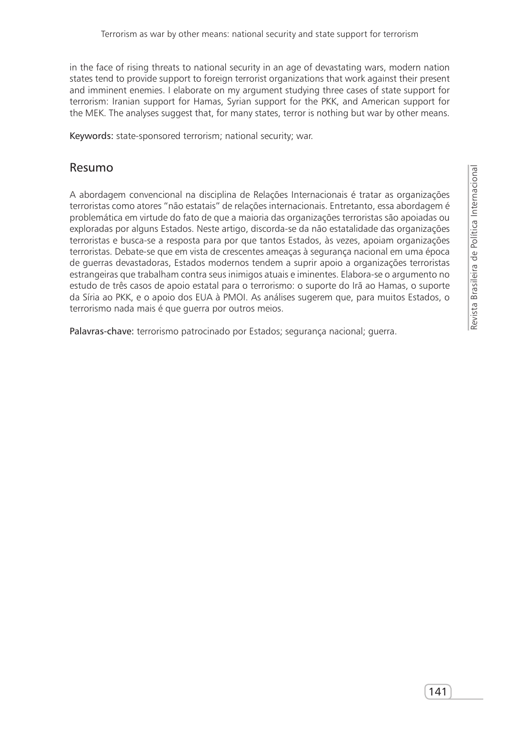in the face of rising threats to national security in an age of devastating wars, modern nation states tend to provide support to foreign terrorist organizations that work against their present and imminent enemies. I elaborate on my argument studying three cases of state support for terrorism: Iranian support for Hamas, Syrian support for the PKK, and American support for the MEK. The analyses suggest that, for many states, terror is nothing but war by other means.

Keywords: state-sponsored terrorism; national security; war.

## Resumo

A abordagem convencional na disciplina de Relações Internacionais é tratar as organizações terroristas como atores "não estatais" de relações internacionais. Entretanto, essa abordagem é problemática em virtude do fato de que a maioria das organizações terroristas são apoiadas ou exploradas por alguns Estados. Neste artigo, discorda-se da não estatalidade das organizações terroristas e busca-se a resposta para por que tantos Estados, às vezes, apoiam organizações terroristas. Debate-se que em vista de crescentes ameaças à segurança nacional em uma época de guerras devastadoras, Estados modernos tendem a suprir apoio a organizações terroristas estrangeiras que trabalham contra seus inimigos atuais e iminentes. Elabora-se o argumento no estudo de três casos de apoio estatal para o terrorismo: o suporte do Irã ao Hamas, o suporte da Síria ao PKK, e o apoio dos EUA à PMOI. As análises sugerem que, para muitos Estados, o terrorismo nada mais é que guerra por outros meios.

Palavras-chave: terrorismo patrocinado por Estados; segurança nacional; guerra.